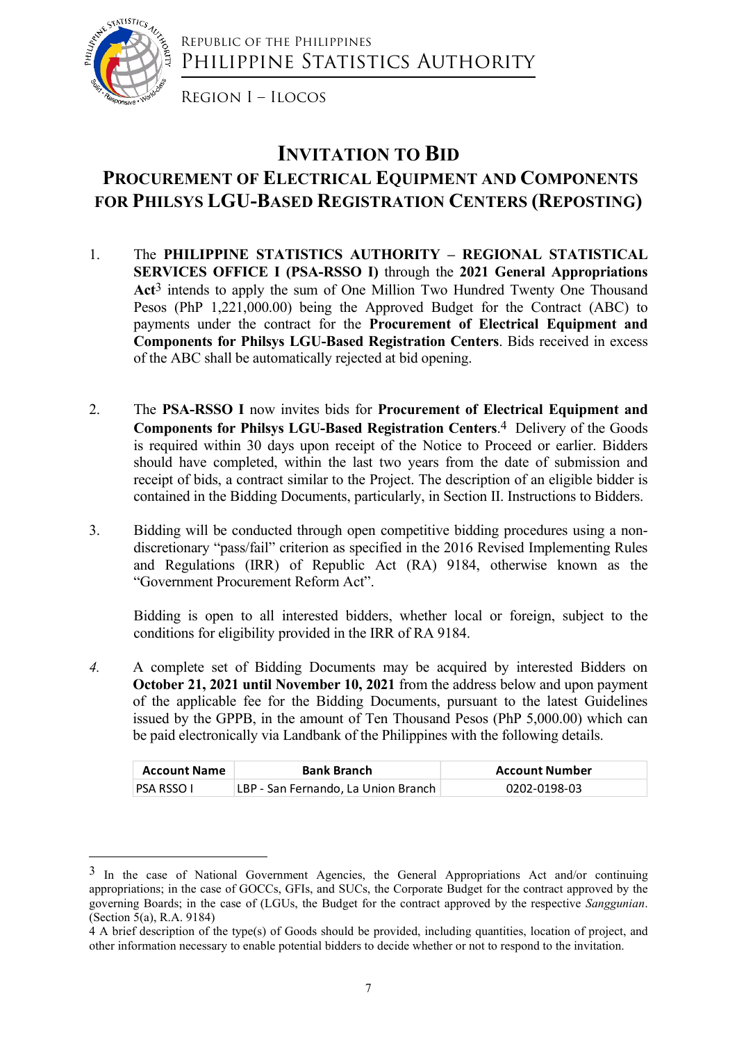Republic of the Philippines
Philippine Statistics Authority

Region I – Ilocos

# Invitation to Bid

## Procurement of Electrical Equipment and Components for Philsys LGU-Based Registration Centers (Reposting)

1. The **PHILIPPINE STATISTICS AUTHORITY – REGIONAL STATISTICAL SERVICES OFFICE I (PSA-RSSO I)** through the **2021 General Appropriations Act**[3] intends to apply the sum of One Million Two Hundred Twenty One Thousand Pesos (PhP 1,221,000.00) being the Approved Budget for the Contract (ABC) to payments under the contract for the **Procurement of Electrical Equipment and Components for Philsys LGU-Based Registration Centers**. Bids received in excess of the ABC shall be automatically rejected at bid opening.

2. The **PSA-RSSO I** now invites bids for **Procurement of Electrical Equipment and Components for Philsys LGU-Based Registration Centers**.[4] Delivery of the Goods is required within 30 days upon receipt of the Notice to Proceed or earlier. Bidders should have completed, within the last two years from the date of submission and receipt of bids, a contract similar to the Project. The description of an eligible bidder is contained in the Bidding Documents, particularly, in Section II. Instructions to Bidders.

3. Bidding will be conducted through open competitive bidding procedures using a non-discretionary "pass/fail" criterion as specified in the 2016 Revised Implementing Rules and Regulations (IRR) of Republic Act (RA) 9184, otherwise known as the "Government Procurement Reform Act".

   Bidding is open to all interested bidders, whether local or foreign, subject to the conditions for eligibility provided in the IRR of RA 9184.

4. A complete set of Bidding Documents may be acquired by interested Bidders on **October 21, 2021 until November 10, 2021** from the address below and upon payment of the applicable fee for the Bidding Documents, pursuant to the latest Guidelines issued by the GPPB, in the amount of Ten Thousand Pesos (PhP 5,000.00) which can be paid electronically via Landbank of the Philippines with the following details.

| Account Name | Bank Branch | Account Number |
|---|---|---|
| PSA RSSO I | LBP - San Fernando, La Union Branch | 0202-0198-03 |

---

[3] In the case of National Government Agencies, the General Appropriations Act and/or continuing appropriations; in the case of GOCCs, GFIs, and SUCs, the Corporate Budget for the contract approved by the governing Boards; in the case of (LGUs, the Budget for the contract approved by the respective *Sanggunian*. (Section 5(a), R.A. 9184)

[4] A brief description of the type(s) of Goods should be provided, including quantities, location of project, and other information necessary to enable potential bidders to decide whether or not to respond to the invitation.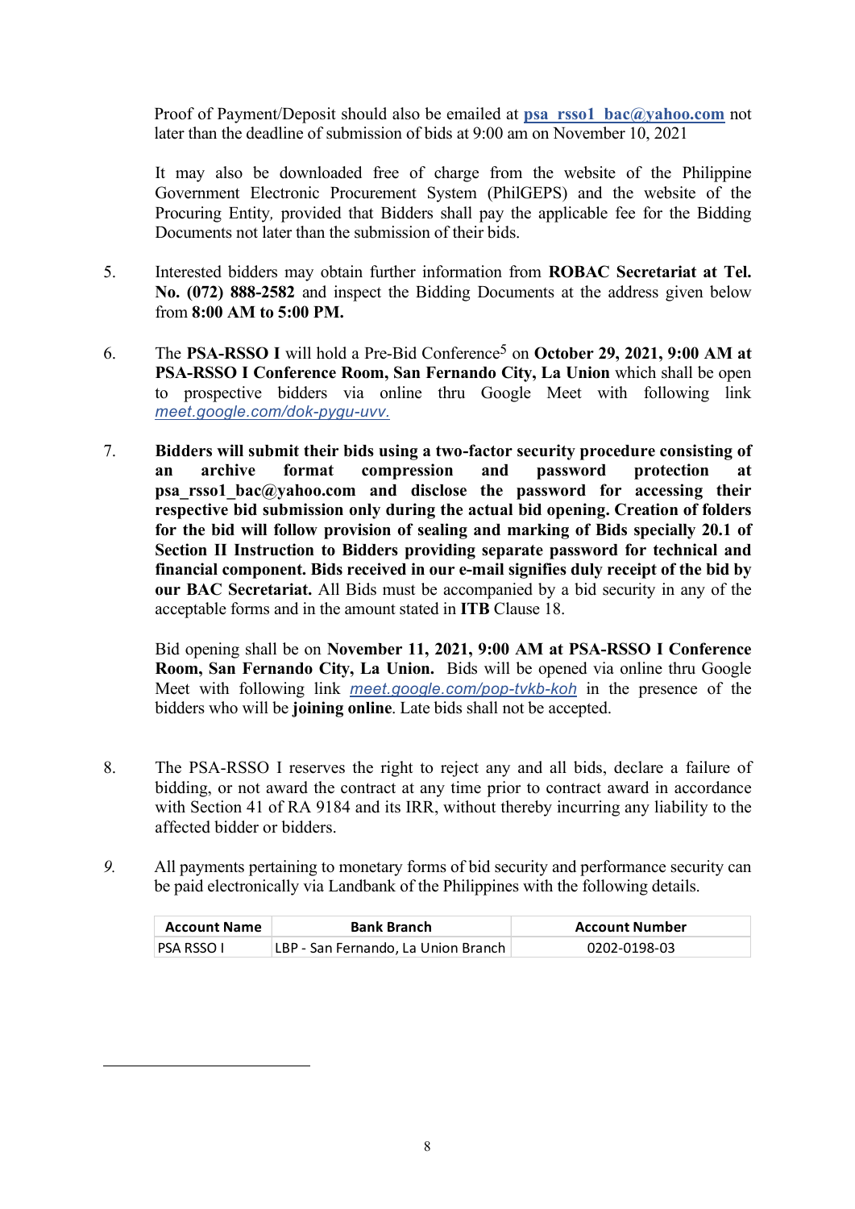Proof of Payment/Deposit should also be emailed at **psa_rsso1_bac@yahoo.com** not later than the deadline of submission of bids at 9:00 am on November 10, 2021

It may also be downloaded free of charge from the website of the Philippine Government Electronic Procurement System (PhilGEPS) and the website of the Procuring Entity*,* provided that Bidders shall pay the applicable fee for the Bidding Documents not later than the submission of their bids.

5. Interested bidders may obtain further information from **ROBAC Secretariat at Tel. No. (072) 888-2582** and inspect the Bidding Documents at the address given below from **8:00 AM to 5:00 PM.**

6. The **PSA-RSSO I** will hold a Pre-Bid Conference[5] on **October 29, 2021, 9:00 AM at PSA-RSSO I Conference Room, San Fernando City, La Union** which shall be open to prospective bidders via online thru Google Meet with following link *meet.google.com/dok-pygu-uvv.*

7. **Bidders will submit their bids using a two-factor security procedure consisting of an archive format compression and password protection at psa_rsso1_bac@yahoo.com and disclose the password for accessing their respective bid submission only during the actual bid opening. Creation of folders for the bid will follow provision of sealing and marking of Bids specially 20.1 of Section II Instruction to Bidders providing separate password for technical and financial component. Bids received in our e-mail signifies duly receipt of the bid by our BAC Secretariat.** All Bids must be accompanied by a bid security in any of the acceptable forms and in the amount stated in **ITB** Clause 18.

   Bid opening shall be on **November 11, 2021, 9:00 AM at PSA-RSSO I Conference Room, San Fernando City, La Union.** Bids will be opened via online thru Google Meet with following link *meet.google.com/pop-tvkb-koh* in the presence of the bidders who will be **joining online**. Late bids shall not be accepted.

8. The PSA-RSSO I reserves the right to reject any and all bids, declare a failure of bidding, or not award the contract at any time prior to contract award in accordance with Section 41 of RA 9184 and its IRR, without thereby incurring any liability to the affected bidder or bidders.

9. All payments pertaining to monetary forms of bid security and performance security can be paid electronically via Landbank of the Philippines with the following details.

| Account Name | Bank Branch | Account Number |
|---|---|---|
| PSA RSSO I | LBP - San Fernando, La Union Branch | 0202-0198-03 |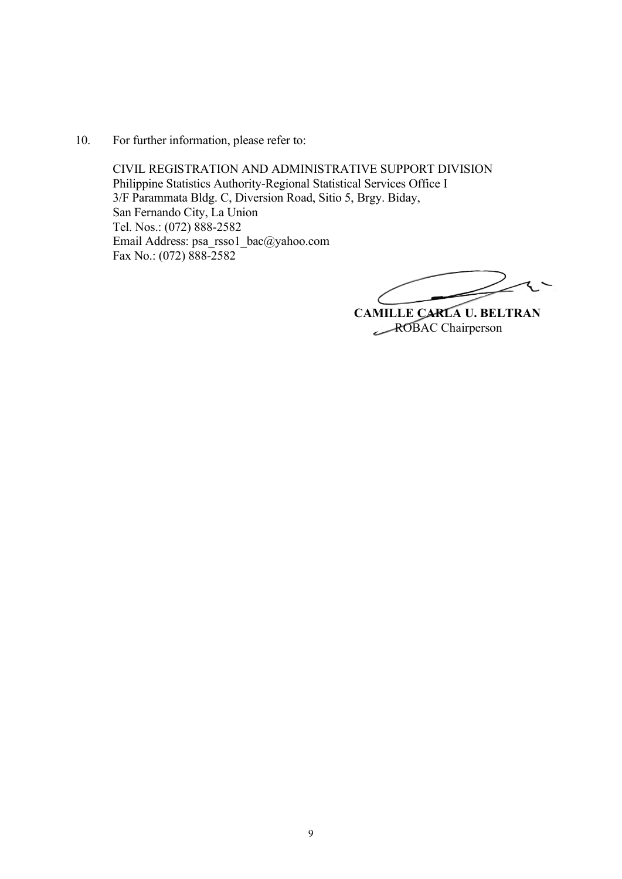10. For further information, please refer to:

    CIVIL REGISTRATION AND ADMINISTRATIVE SUPPORT DIVISION
    Philippine Statistics Authority-Regional Statistical Services Office I
    3/F Parammata Bldg. C, Diversion Road, Sitio 5, Brgy. Biday,
    San Fernando City, La Union
    Tel. Nos.: (072) 888-2582
    Email Address: psa_rsso1_bac@yahoo.com
    Fax No.: (072) 888-2582

**CAMILLE CARLA U. BELTRAN**
ROBAC Chairperson